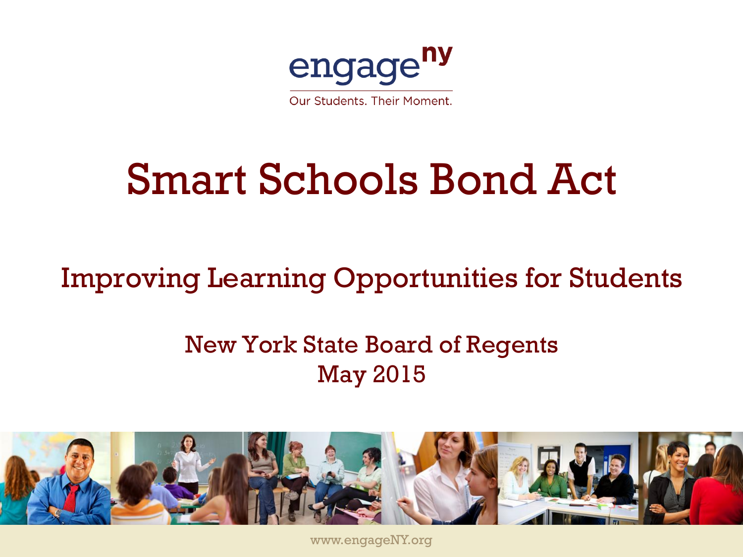engage^ny

Our Students. Their Moment.

# Smart Schools Bond Act

## Improving Learning Opportunities for Students

New York State Board of Regents
May 2015

www.engageNY.org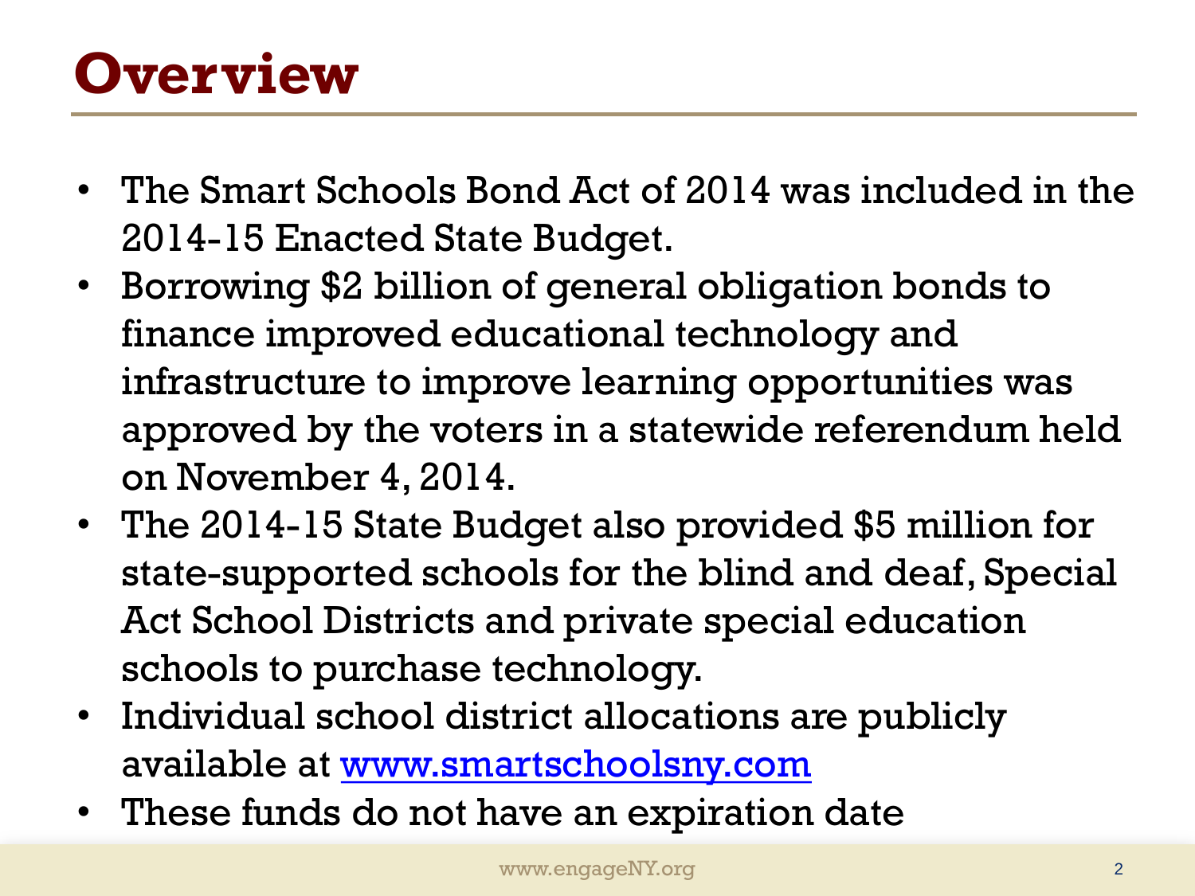# Overview

- The Smart Schools Bond Act of 2014 was included in the 2014-15 Enacted State Budget.
- Borrowing $2 billion of general obligation bonds to finance improved educational technology and infrastructure to improve learning opportunities was approved by the voters in a statewide referendum held on November 4, 2014.
- The 2014-15 State Budget also provided $5 million for state-supported schools for the blind and deaf, Special Act School Districts and private special education schools to purchase technology.
- Individual school district allocations are publicly available at [www.smartschoolsny.com](http://www.smartschoolsny.com)
- These funds do not have an expiration date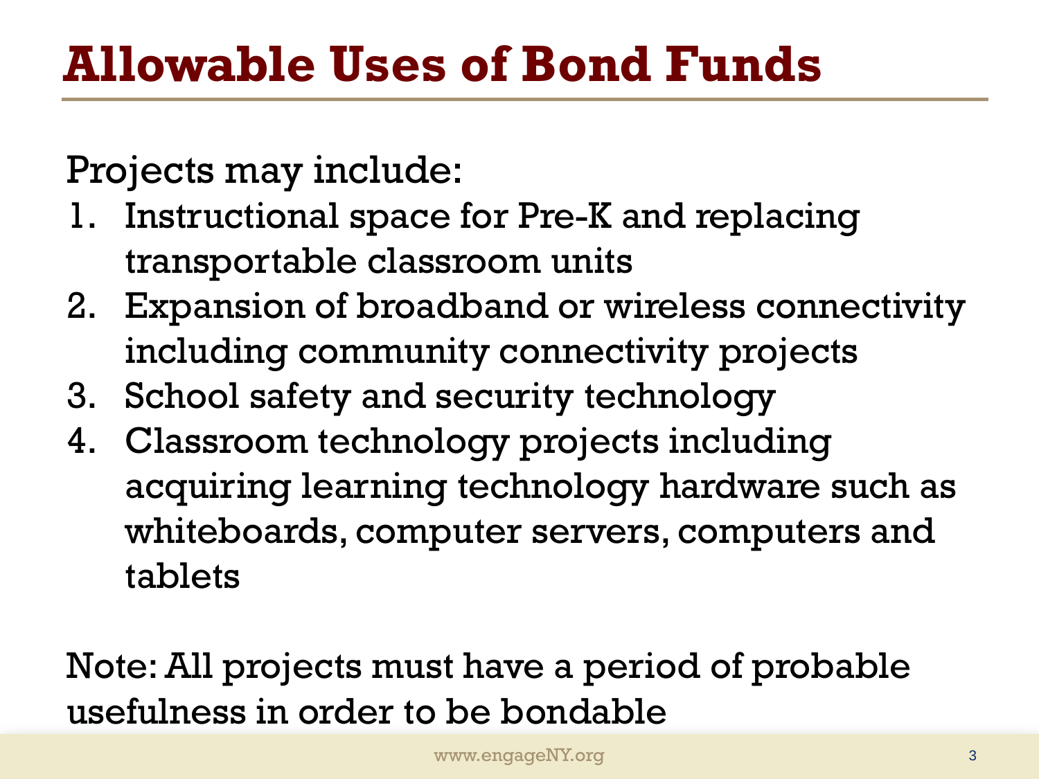# Allowable Uses of Bond Funds

Projects may include:

1. Instructional space for Pre-K and replacing transportable classroom units
2. Expansion of broadband or wireless connectivity including community connectivity projects
3. School safety and security technology
4. Classroom technology projects including acquiring learning technology hardware such as whiteboards, computer servers, computers and tablets

Note: All projects must have a period of probable usefulness in order to be bondable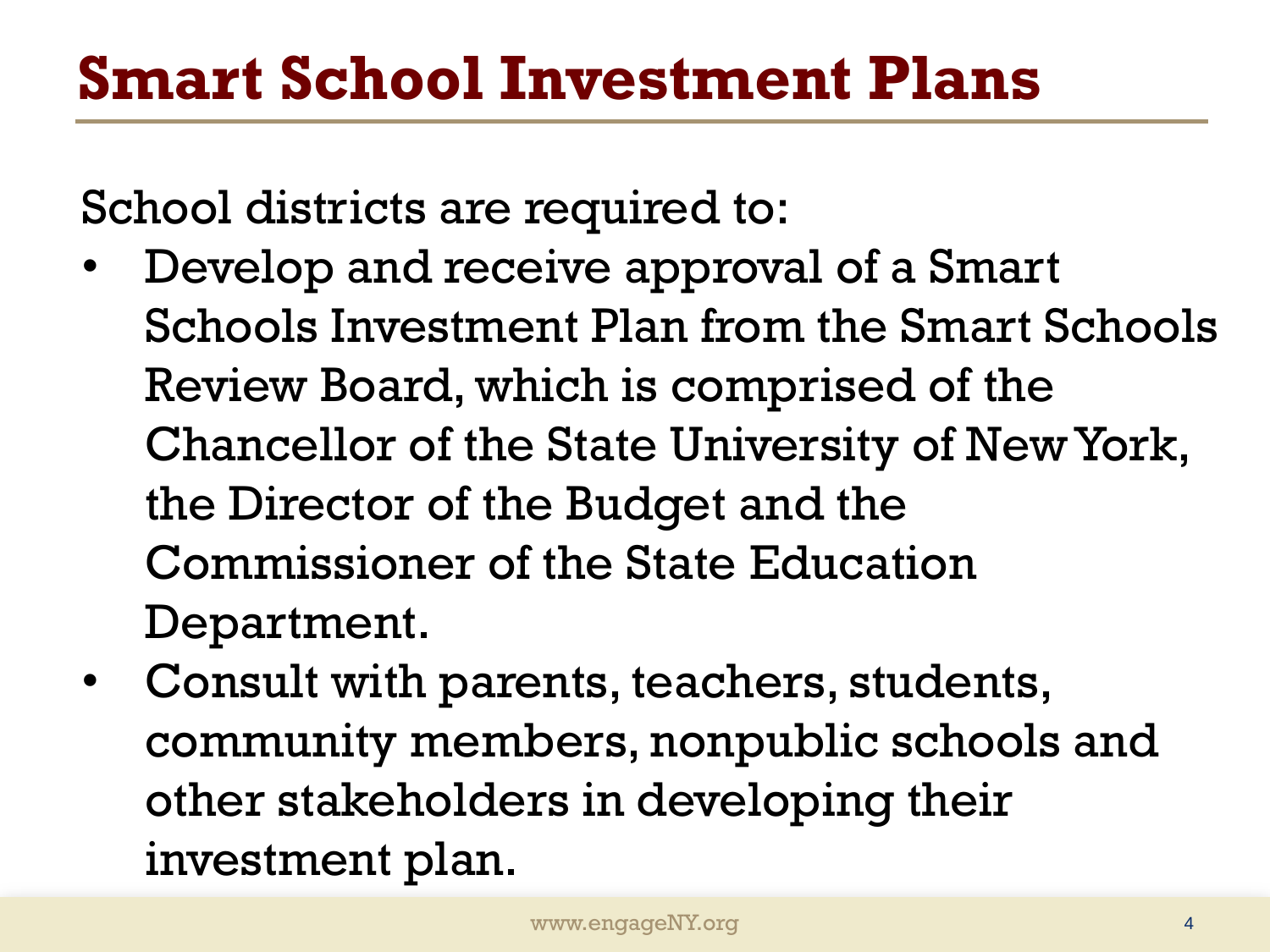# Smart School Investment Plans

School districts are required to:

- Develop and receive approval of a Smart Schools Investment Plan from the Smart Schools Review Board, which is comprised of the Chancellor of the State University of New York, the Director of the Budget and the Commissioner of the State Education Department.
- Consult with parents, teachers, students, community members, nonpublic schools and other stakeholders in developing their investment plan.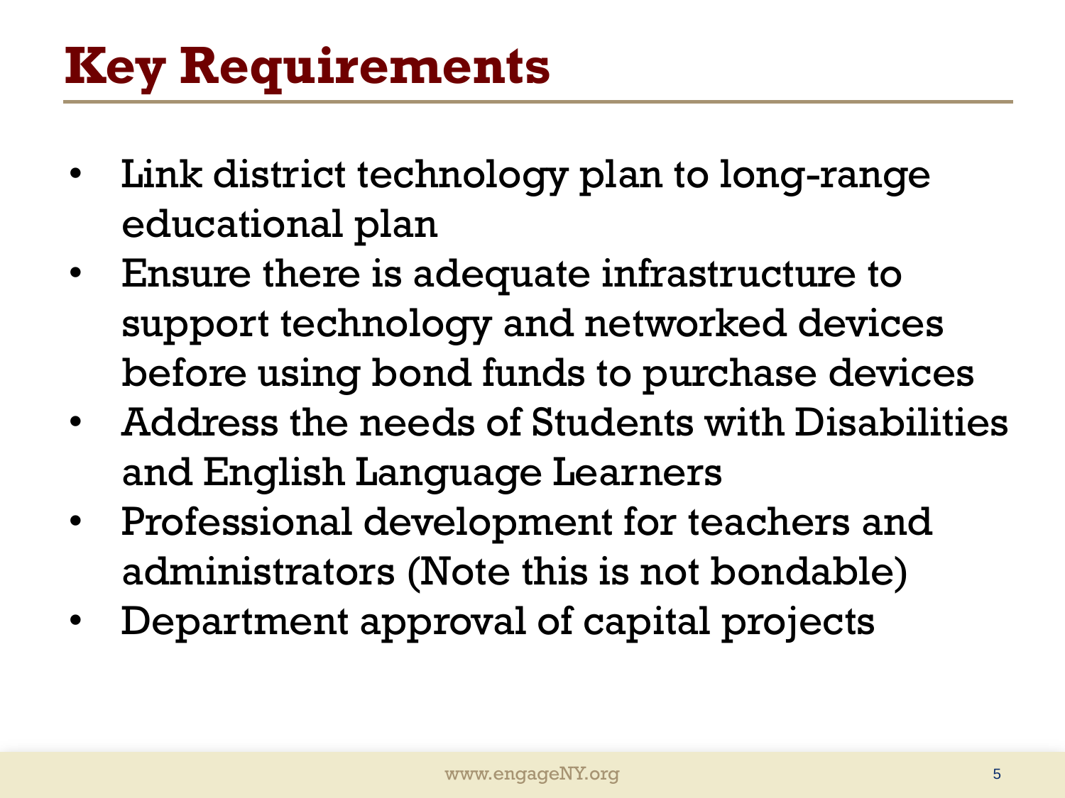# Key Requirements

- Link district technology plan to long-range educational plan
- Ensure there is adequate infrastructure to support technology and networked devices before using bond funds to purchase devices
- Address the needs of Students with Disabilities and English Language Learners
- Professional development for teachers and administrators (Note this is not bondable)
- Department approval of capital projects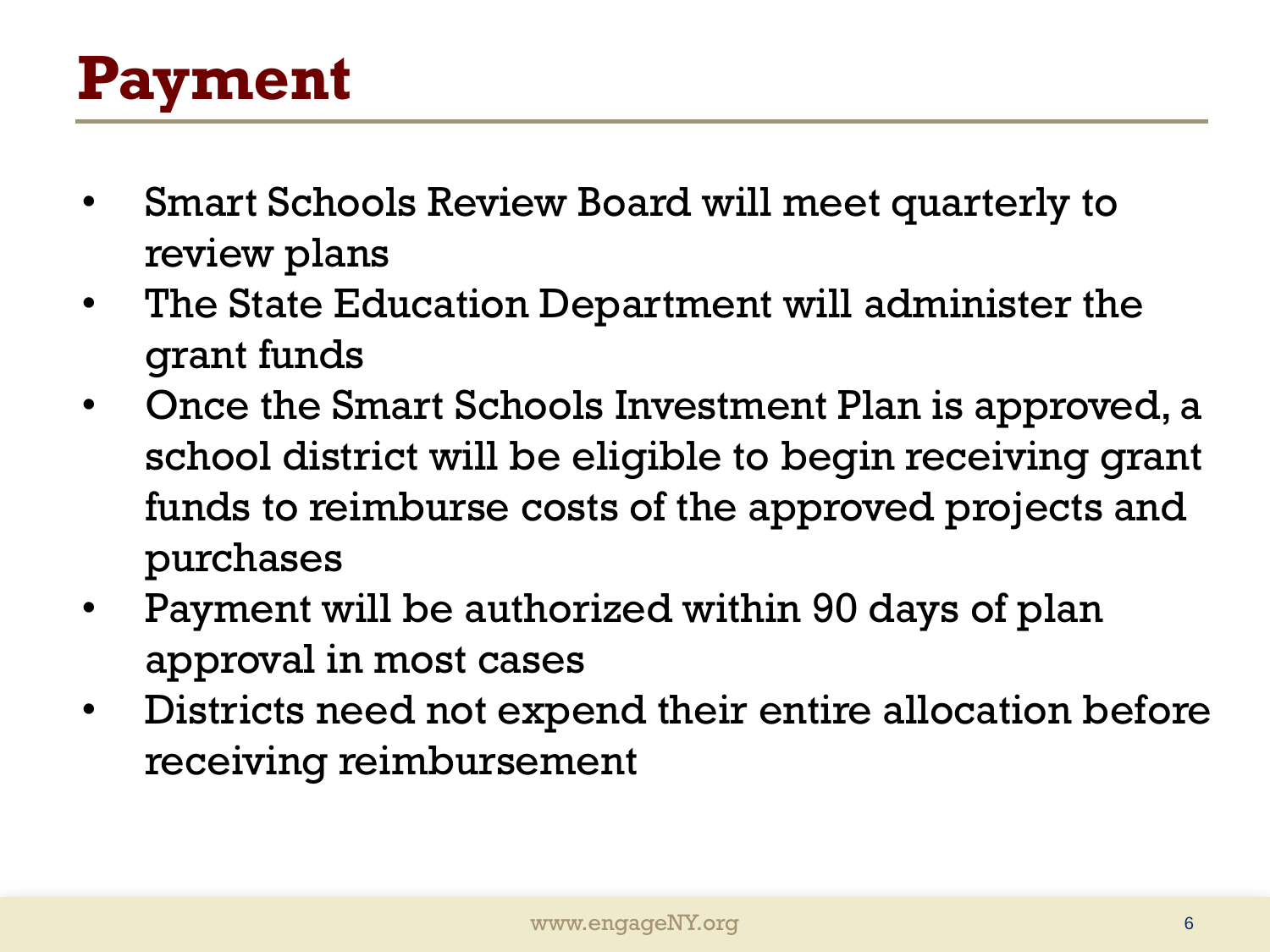# Payment

- Smart Schools Review Board will meet quarterly to review plans
- The State Education Department will administer the grant funds
- Once the Smart Schools Investment Plan is approved, a school district will be eligible to begin receiving grant funds to reimburse costs of the approved projects and purchases
- Payment will be authorized within 90 days of plan approval in most cases
- Districts need not expend their entire allocation before receiving reimbursement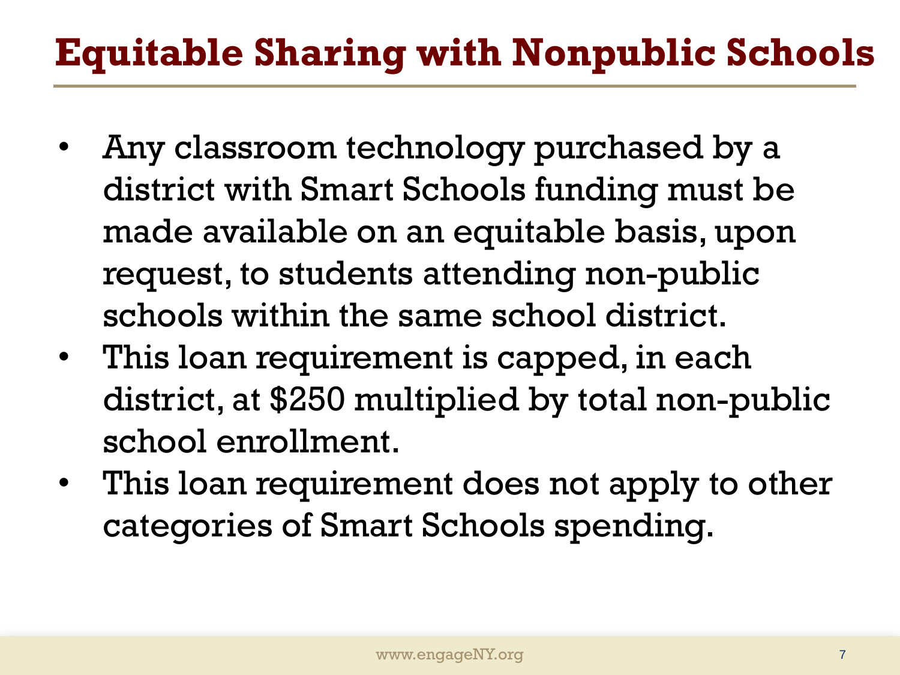# Equitable Sharing with Nonpublic Schools

- Any classroom technology purchased by a district with Smart Schools funding must be made available on an equitable basis, upon request, to students attending non-public schools within the same school district.
- This loan requirement is capped, in each district, at $250 multiplied by total non-public school enrollment.
- This loan requirement does not apply to other categories of Smart Schools spending.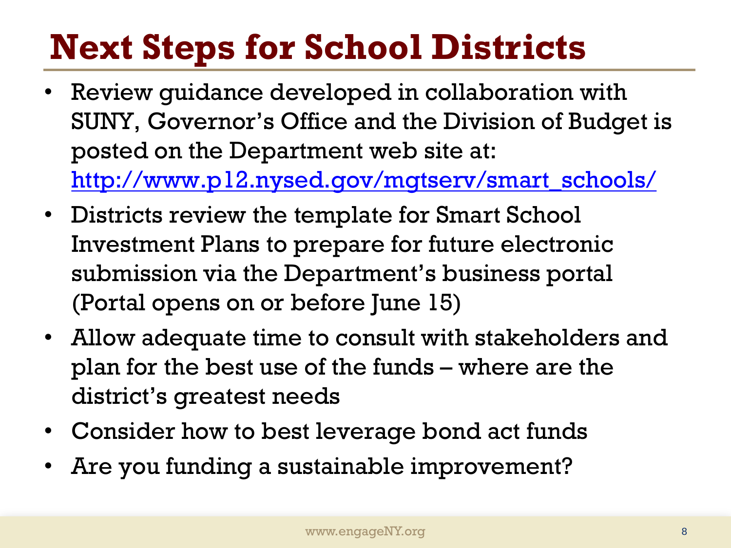# Next Steps for School Districts

- Review guidance developed in collaboration with SUNY, Governor's Office and the Division of Budget is posted on the Department web site at: http://www.p12.nysed.gov/mgtserv/smart_schools/
- Districts review the template for Smart School Investment Plans to prepare for future electronic submission via the Department's business portal (Portal opens on or before June 15)
- Allow adequate time to consult with stakeholders and plan for the best use of the funds – where are the district's greatest needs
- Consider how to best leverage bond act funds
- Are you funding a sustainable improvement?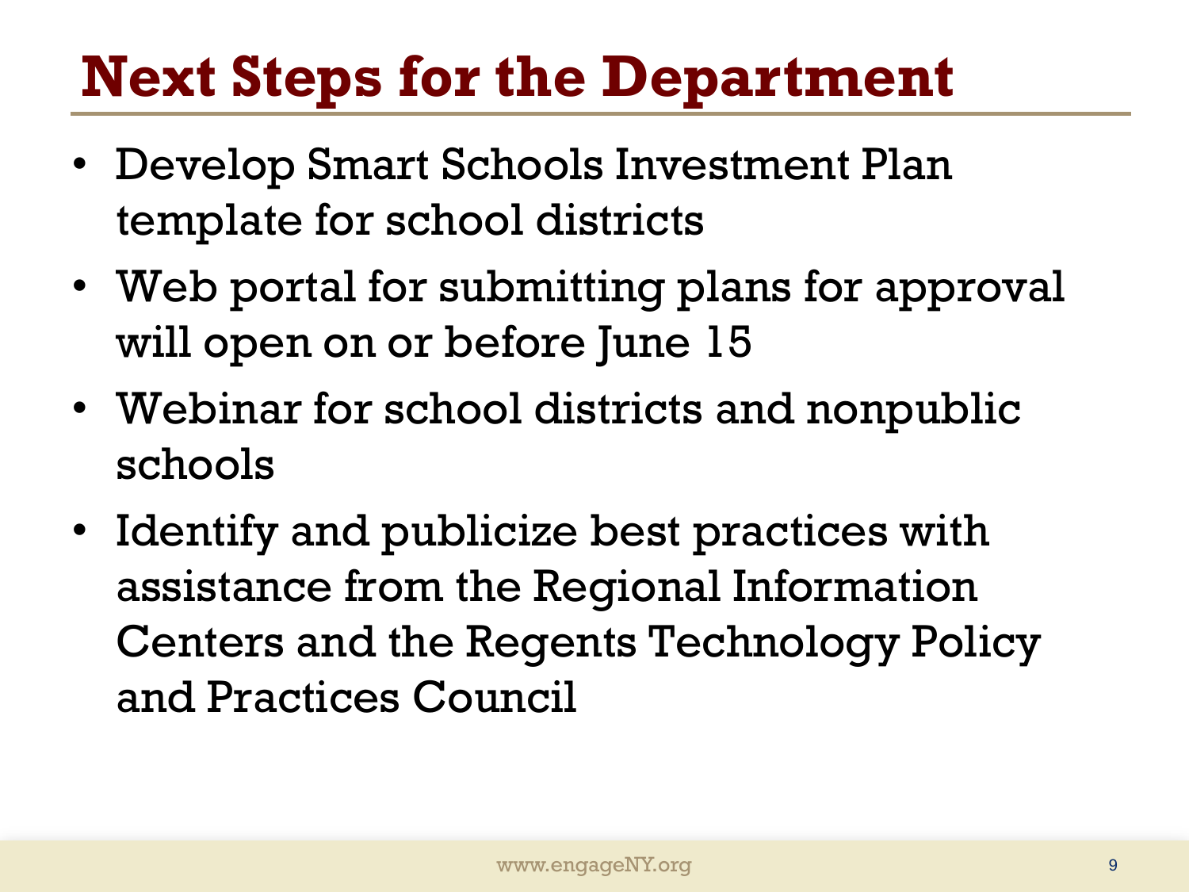# Next Steps for the Department

- Develop Smart Schools Investment Plan template for school districts
- Web portal for submitting plans for approval will open on or before June 15
- Webinar for school districts and nonpublic schools
- Identify and publicize best practices with assistance from the Regional Information Centers and the Regents Technology Policy and Practices Council